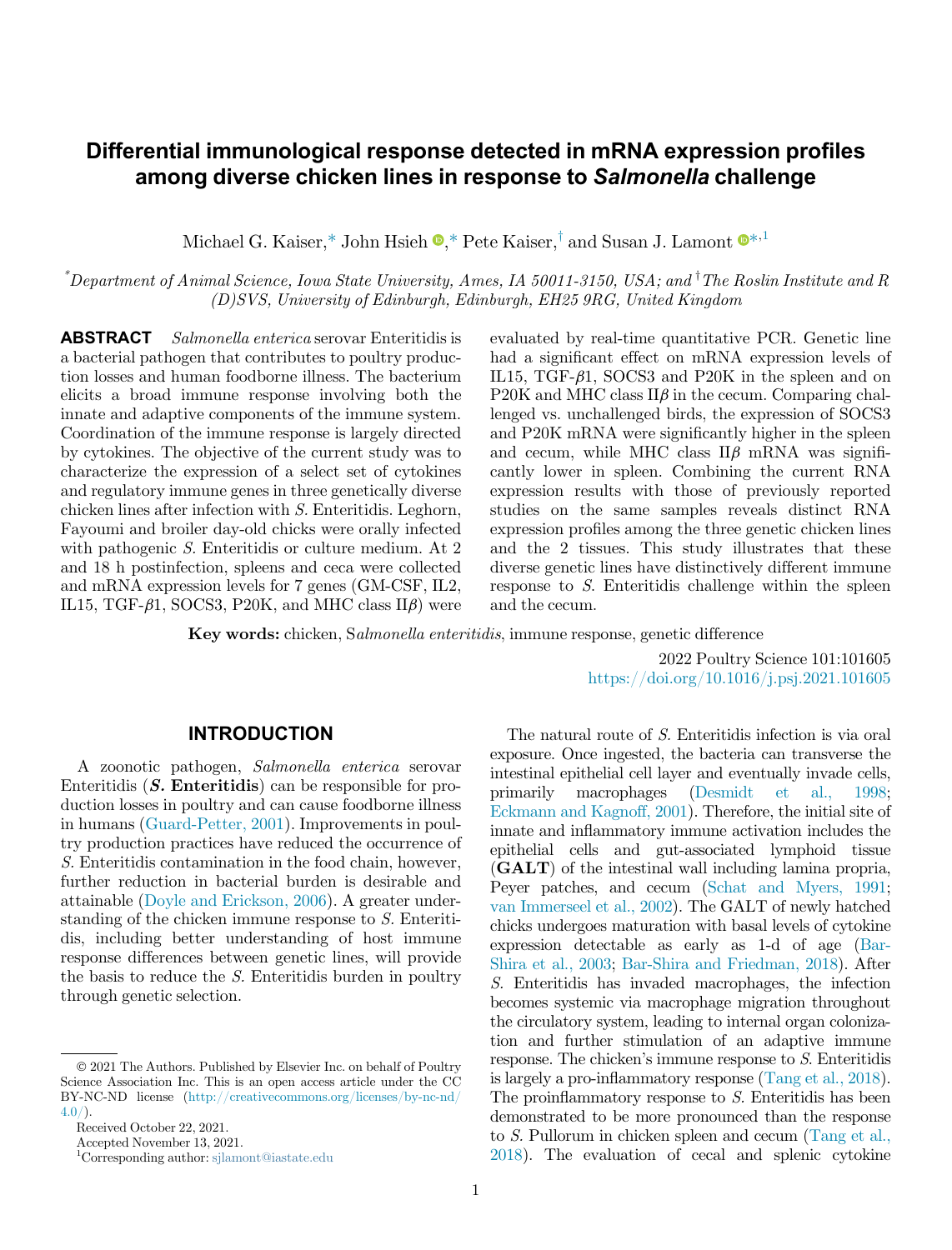# Differential immunological response detected in mRNA expression profiles among diverse chicken lines in response to *Salmonella* challenge

Michael G. Kaiser,[*] John Hsieh,[*] Pete Kaiser,[†] and Susan J. Lamont[*,1]

[*]*Department of Animal Science, Iowa State University, Ames, IA 50011-3150, USA; and* [†]*The Roslin Institute and R(D)SVS, University of Edinburgh, Edinburgh, EH25 9RG, United Kingdom*

**ABSTRACT** *Salmonella enterica* serovar Enteritidis is a bacterial pathogen that contributes to poultry production losses and human foodborne illness. The bacterium elicits a broad immune response involving both the innate and adaptive components of the immune system. Coordination of the immune response is largely directed by cytokines. The objective of the current study was to characterize the expression of a select set of cytokines and regulatory immune genes in three genetically diverse chicken lines after infection with *S.* Enteritidis. Leghorn, Fayoumi and broiler day-old chicks were orally infected with pathogenic *S.* Enteritidis or culture medium. At 2 and 18 h postinfection, spleens and ceca were collected and mRNA expression levels for 7 genes (GM-CSF, IL2, IL15, TGF-$\beta$1, SOCS3, P20K, and MHC class II$\beta$) were evaluated by real-time quantitative PCR. Genetic line had a significant effect on mRNA expression levels of IL15, TGF-$\beta$1, SOCS3 and P20K in the spleen and on P20K and MHC class II$\beta$ in the cecum. Comparing challenged vs. unchallenged birds, the expression of SOCS3 and P20K mRNA were significantly higher in the spleen and cecum, while MHC class II$\beta$ mRNA was significantly lower in spleen. Combining the current RNA expression results with those of previously reported studies on the same samples reveals distinct RNA expression profiles among the three genetic chicken lines and the 2 tissues. This study illustrates that these diverse genetic lines have distinctively different immune response to *S.* Enteritidis challenge within the spleen and the cecum.

**Key words:** chicken, S*almonella enteritidis*, immune response, genetic difference

2022 Poultry Science 101:101605
https://doi.org/10.1016/j.psj.2021.101605

## INTRODUCTION

A zoonotic pathogen, *Salmonella enterica* serovar Enteritidis (***S.* Enteritidis**) can be responsible for production losses in poultry and can cause foodborne illness in humans (Guard-Petter, 2001). Improvements in poultry production practices have reduced the occurrence of *S.* Enteritidis contamination in the food chain, however, further reduction in bacterial burden is desirable and attainable (Doyle and Erickson, 2006). A greater understanding of the chicken immune response to *S.* Enteritidis, including better understanding of host immune response differences between genetic lines, will provide the basis to reduce the *S.* Enteritidis burden in poultry through genetic selection.

The natural route of *S.* Enteritidis infection is via oral exposure. Once ingested, the bacteria can transverse the intestinal epithelial cell layer and eventually invade cells, primarily macrophages (Desmidt et al., 1998; Eckmann and Kagnoff, 2001). Therefore, the initial site of innate and inflammatory immune activation includes the epithelial cells and gut-associated lymphoid tissue (**GALT**) of the intestinal wall including lamina propria, Peyer patches, and cecum (Schat and Myers, 1991; van Immerseel et al., 2002). The GALT of newly hatched chicks undergoes maturation with basal levels of cytokine expression detectable as early as 1-d of age (Bar-Shira et al., 2003; Bar-Shira and Friedman, 2018). After *S.* Enteritidis has invaded macrophages, the infection becomes systemic via macrophage migration throughout the circulatory system, leading to internal organ colonization and further stimulation of an adaptive immune response. The chicken's immune response to *S.* Enteritidis is largely a pro-inflammatory response (Tang et al., 2018). The proinflammatory response to *S.* Enteritidis has been demonstrated to be more pronounced than the response to *S.* Pullorum in chicken spleen and cecum (Tang et al., 2018). The evaluation of cecal and splenic cytokine

© 2021 The Authors. Published by Elsevier Inc. on behalf of Poultry Science Association Inc. This is an open access article under the CC BY-NC-ND license (http://creativecommons.org/licenses/by-nc-nd/4.0/).

Received October 22, 2021.

Accepted November 13, 2021.

[1]Corresponding author: sjlamont@iastate.edu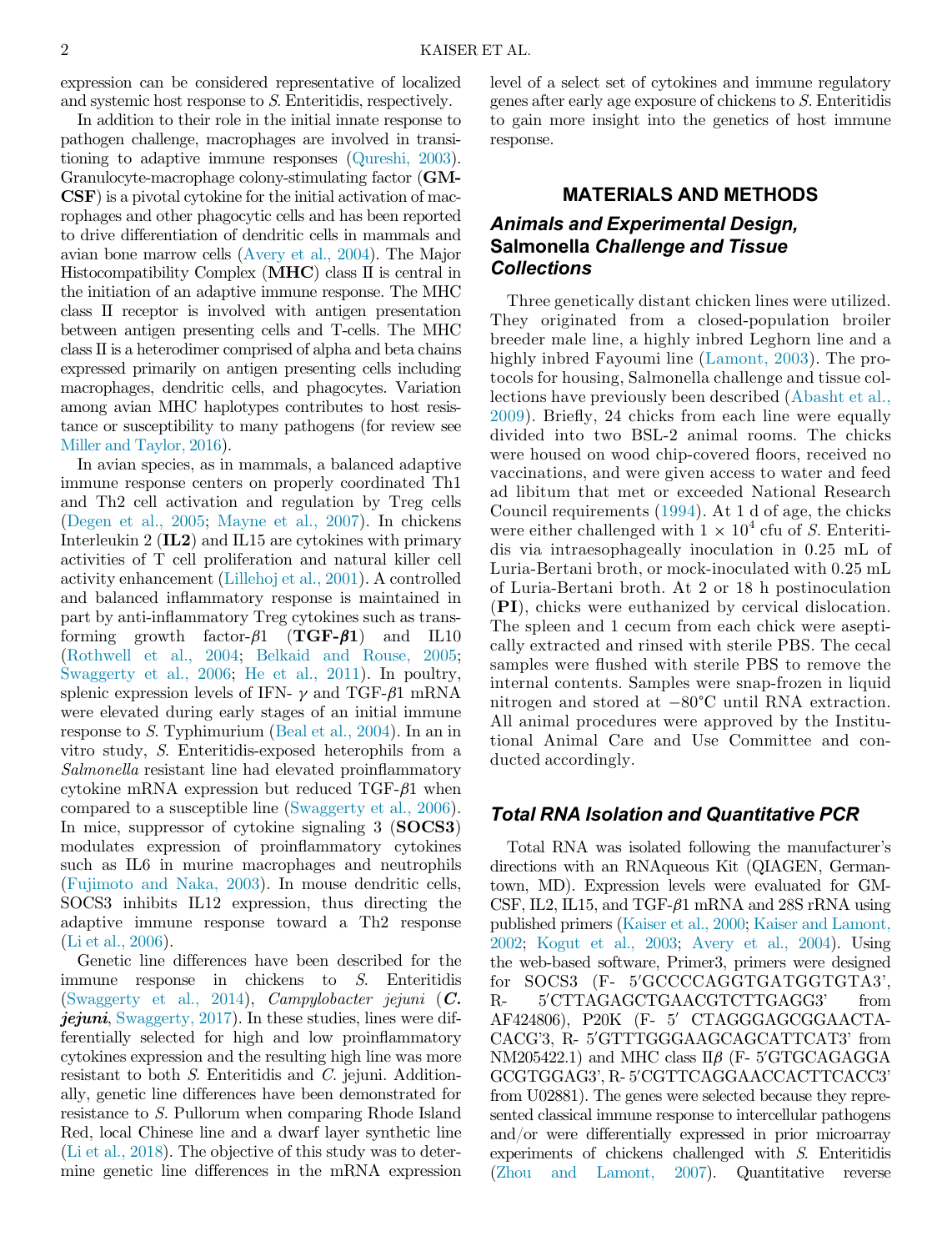expression can be considered representative of localized and systemic host response to *S.* Enteritidis, respectively.

In addition to their role in the initial innate response to pathogen challenge, macrophages are involved in transitioning to adaptive immune responses (Qureshi, 2003). Granulocyte-macrophage colony-stimulating factor (**GM-CSF**) is a pivotal cytokine for the initial activation of macrophages and other phagocytic cells and has been reported to drive differentiation of dendritic cells in mammals and avian bone marrow cells (Avery et al., 2004). The Major Histocompatibility Complex (**MHC**) class II is central in the initiation of an adaptive immune response. The MHC class II receptor is involved with antigen presentation between antigen presenting cells and T-cells. The MHC class II is a heterodimer comprised of alpha and beta chains expressed primarily on antigen presenting cells including macrophages, dendritic cells, and phagocytes. Variation among avian MHC haplotypes contributes to host resistance or susceptibility to many pathogens (for review see Miller and Taylor, 2016).

In avian species, as in mammals, a balanced adaptive immune response centers on properly coordinated Th1 and Th2 cell activation and regulation by Treg cells (Degen et al., 2005; Mayne et al., 2007). In chickens Interleukin 2 (**IL2**) and IL15 are cytokines with primary activities of T cell proliferation and natural killer cell activity enhancement (Lillehoj et al., 2001). A controlled and balanced inflammatory response is maintained in part by anti-inflammatory Treg cytokines such as transforming growth factor-$\beta$1 (**TGF-$\beta$1**) and IL10 (Rothwell et al., 2004; Belkaid and Rouse, 2005; Swaggerty et al., 2006; He et al., 2011). In poultry, splenic expression levels of IFN- $\gamma$ and TGF-$\beta$1 mRNA were elevated during early stages of an initial immune response to *S.* Typhimurium (Beal et al., 2004). In an in vitro study, *S.* Enteritidis-exposed heterophils from a *Salmonella* resistant line had elevated proinflammatory cytokine mRNA expression but reduced TGF-$\beta$1 when compared to a susceptible line (Swaggerty et al., 2006). In mice, suppressor of cytokine signaling 3 (**SOCS3**) modulates expression of proinflammatory cytokines such as IL6 in murine macrophages and neutrophils (Fujimoto and Naka, 2003). In mouse dendritic cells, SOCS3 inhibits IL12 expression, thus directing the adaptive immune response toward a Th2 response (Li et al., 2006).

Genetic line differences have been described for the immune response in chickens to *S.* Enteritidis (Swaggerty et al., 2014), *Campylobacter jejuni* (***C. jejuni***, Swaggerty, 2017). In these studies, lines were differentially selected for high and low proinflammatory cytokines expression and the resulting high line was more resistant to both *S.* Enteritidis and *C.* jejuni. Additionally, genetic line differences have been demonstrated for resistance to *S.* Pullorum when comparing Rhode Island Red, local Chinese line and a dwarf layer synthetic line (Li et al., 2018). The objective of this study was to determine genetic line differences in the mRNA expression level of a select set of cytokines and immune regulatory genes after early age exposure of chickens to *S.* Enteritidis to gain more insight into the genetics of host immune response.

## MATERIALS AND METHODS

### *Animals and Experimental Design,* Salmonella *Challenge and Tissue Collections*

Three genetically distant chicken lines were utilized. They originated from a closed-population broiler breeder male line, a highly inbred Leghorn line and a highly inbred Fayoumi line (Lamont, 2003). The protocols for housing, Salmonella challenge and tissue collections have previously been described (Abasht et al., 2009). Briefly, 24 chicks from each line were equally divided into two BSL-2 animal rooms. The chicks were housed on wood chip-covered floors, received no vaccinations, and were given access to water and feed ad libitum that met or exceeded National Research Council requirements (1994). At 1 d of age, the chicks were either challenged with $1 \times 10^4$ cfu of *S.* Enteritidis via intraesophageally inoculation in 0.25 mL of Luria-Bertani broth, or mock-inoculated with 0.25 mL of Luria-Bertani broth. At 2 or 18 h postinoculation (**PI**), chicks were euthanized by cervical dislocation. The spleen and 1 cecum from each chick were aseptically extracted and rinsed with sterile PBS. The cecal samples were flushed with sterile PBS to remove the internal contents. Samples were snap-frozen in liquid nitrogen and stored at −80°C until RNA extraction. All animal procedures were approved by the Institutional Animal Care and Use Committee and conducted accordingly.

### *Total RNA Isolation and Quantitative PCR*

Total RNA was isolated following the manufacturer's directions with an RNAqueous Kit (QIAGEN, Germantown, MD). Expression levels were evaluated for GM-CSF, IL2, IL15, and TGF-$\beta$1 mRNA and 28S rRNA using published primers (Kaiser et al., 2000; Kaiser and Lamont, 2002; Kogut et al., 2003; Avery et al., 2004). Using the web-based software, Primer3, primers were designed for SOCS3 (F- 5′GCCCCAGGTGATGGTGTA3′, R- 5′CTTAGAGCTGAACGTCTTGAGG3′ from AF424806), P20K (F- 5′ CTAGGGAGCGGAACTACACG′3, R- 5′GTTTGGGAAGCAGCATTCAT3′ from NM205422.1) and MHC class II$\beta$ (F- 5′GTGCAGAGGAGCGTGGAG3′, R- 5′CGTTCAGGAACCACTTCACC3′ from U02881). The genes were selected because they represented classical immune response to intercellular pathogens and/or were differentially expressed in prior microarray experiments of chickens challenged with *S.* Enteritidis (Zhou and Lamont, 2007). Quantitative reverse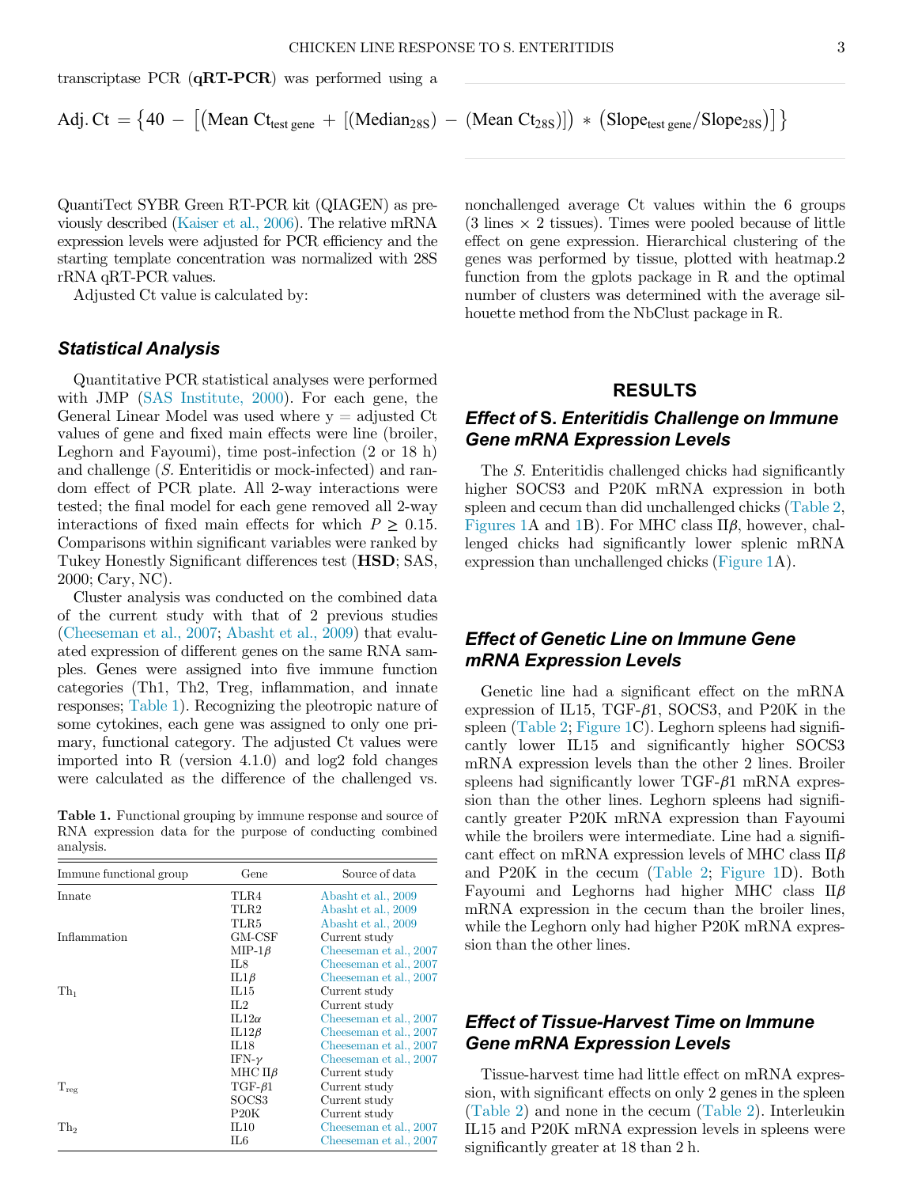transcriptase PCR (**qRT-PCR**) was performed using a

$$\text{Adj. Ct} = \left\{40 - \left[\left(\text{Mean Ct}_{\text{test gene}} + \left[\left(\text{Median}_{28S}\right) - \left(\text{Mean Ct}_{28S}\right)\right]\right) * \left(\text{Slope}_{\text{test gene}}/\text{Slope}_{28S}\right)\right]\right\}$$

QuantiTect SYBR Green RT-PCR kit (QIAGEN) as previously described (Kaiser et al., 2006). The relative mRNA expression levels were adjusted for PCR efficiency and the starting template concentration was normalized with 28S rRNA qRT-PCR values.

Adjusted Ct value is calculated by:

### Statistical Analysis

Quantitative PCR statistical analyses were performed with JMP (SAS Institute, 2000). For each gene, the General Linear Model was used where y = adjusted Ct values of gene and fixed main effects were line (broiler, Leghorn and Fayoumi), time post-infection (2 or 18 h) and challenge (*S.* Enteritidis or mock-infected) and random effect of PCR plate. All 2-way interactions were tested; the final model for each gene removed all 2-way interactions of fixed main effects for which $P \geq 0.15$. Comparisons within significant variables were ranked by Tukey Honestly Significant differences test (**HSD**; SAS, 2000; Cary, NC).

Cluster analysis was conducted on the combined data of the current study with that of 2 previous studies (Cheeseman et al., 2007; Abasht et al., 2009) that evaluated expression of different genes on the same RNA samples. Genes were assigned into five immune function categories (Th1, Th2, Treg, inflammation, and innate responses; Table 1). Recognizing the pleotropic nature of some cytokines, each gene was assigned to only one primary, functional category. The adjusted Ct values were imported into R (version 4.1.0) and log2 fold changes were calculated as the difference of the challenged vs. nonchallenged average Ct values within the 6 groups (3 lines × 2 tissues). Times were pooled because of little effect on gene expression. Hierarchical clustering of the genes was performed by tissue, plotted with heatmap.2 function from the gplots package in R and the optimal number of clusters was determined with the average silhouette method from the NbClust package in R.

**Table 1.** Functional grouping by immune response and source of RNA expression data for the purpose of conducting combined analysis.

| Immune functional group | Gene | Source of data |
|---|---|---|
| Innate | TLR4 | Abasht et al., 2009 |
| | TLR2 | Abasht et al., 2009 |
| | TLR5 | Abasht et al., 2009 |
| Inflammation | GM-CSF | Current study |
| | MIP-1$\beta$ | Cheeseman et al., 2007 |
| | IL8 | Cheeseman et al., 2007 |
| | IL1$\beta$ | Cheeseman et al., 2007 |
| $\text{Th}_1$ | IL15 | Current study |
| | IL2 | Current study |
| | IL12$\alpha$ | Cheeseman et al., 2007 |
| | IL12$\beta$ | Cheeseman et al., 2007 |
| | IL18 | Cheeseman et al., 2007 |
| | IFN-$\gamma$ | Cheeseman et al., 2007 |
| | MHC II$\beta$ | Current study |
| $\text{T}_{\text{reg}}$ | TGF-$\beta$1 | Current study |
| | SOCS3 | Current study |
| | P20K | Current study |
| $\text{Th}_2$ | IL10 | Cheeseman et al., 2007 |
| | IL6 | Cheeseman et al., 2007 |

## RESULTS

### Effect of S. Enteritidis Challenge on Immune Gene mRNA Expression Levels

The *S.* Enteritidis challenged chicks had significantly higher SOCS3 and P20K mRNA expression in both spleen and cecum than did unchallenged chicks (Table 2, Figures 1A and 1B). For MHC class II$\beta$, however, challenged chicks had significantly lower splenic mRNA expression than unchallenged chicks (Figure 1A).

### Effect of Genetic Line on Immune Gene mRNA Expression Levels

Genetic line had a significant effect on the mRNA expression of IL15, TGF-$\beta$1, SOCS3, and P20K in the spleen (Table 2; Figure 1C). Leghorn spleens had significantly lower IL15 and significantly higher SOCS3 mRNA expression levels than the other 2 lines. Broiler spleens had significantly lower TGF-$\beta$1 mRNA expression than the other lines. Leghorn spleens had significantly greater P20K mRNA expression than Fayoumi while the broilers were intermediate. Line had a significant effect on mRNA expression levels of MHC class II$\beta$ and P20K in the cecum (Table 2; Figure 1D). Both Fayoumi and Leghorns had higher MHC class II$\beta$ mRNA expression in the cecum than the broiler lines, while the Leghorn only had higher P20K mRNA expression than the other lines.

### Effect of Tissue-Harvest Time on Immune Gene mRNA Expression Levels

Tissue-harvest time had little effect on mRNA expression, with significant effects on only 2 genes in the spleen (Table 2) and none in the cecum (Table 2). Interleukin IL15 and P20K mRNA expression levels in spleens were significantly greater at 18 than 2 h.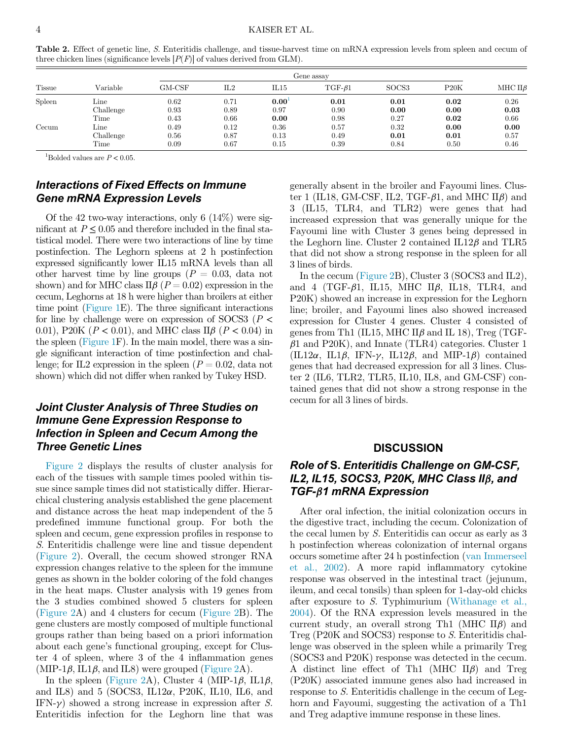**Table 2.** Effect of genetic line, *S.* Enteritidis challenge, and tissue-harvest time on mRNA expression levels from spleen and cecum of three chicken lines (significance levels [$P(F)$] of values derived from GLM).

| Tissue | Variable | Gene assay | | | | | | |
|---|---|---|---|---|---|---|---|---|
| | | GM-CSF | IL2 | IL15 | TGF-β1 | SOCS3 | P20K | MHC IIβ |
| Spleen | Line | 0.62 | 0.71 | **0.00**[1] | **0.01** | **0.01** | **0.02** | 0.26 |
| | Challenge | 0.93 | 0.89 | 0.97 | 0.90 | **0.00** | **0.00** | **0.03** |
| | Time | 0.43 | 0.66 | **0.00** | 0.98 | 0.27 | **0.02** | 0.66 |
| Cecum | Line | 0.49 | 0.12 | 0.36 | 0.57 | 0.32 | **0.00** | **0.00** |
| | Challenge | 0.56 | 0.87 | 0.13 | 0.49 | **0.01** | **0.01** | 0.57 |
| | Time | 0.09 | 0.67 | 0.15 | 0.39 | 0.84 | 0.50 | 0.46 |

[1]Bolded values are $P < 0.05$.

### Interactions of Fixed Effects on Immune Gene mRNA Expression Levels

Of the 42 two-way interactions, only 6 (14%) were significant at $P \leq 0.05$ and therefore included in the final statistical model. There were two interactions of line by time postinfection. The Leghorn spleens at 2 h postinfection expressed significantly lower IL15 mRNA levels than all other harvest time by line groups ($P = 0.03$, data not shown) and for MHC class IIβ ($P = 0.02$) expression in the cecum, Leghorns at 18 h were higher than broilers at either time point (Figure 1E). The three significant interactions for line by challenge were on expression of SOCS3 ($P < 0.01$), P20K ($P < 0.01$), and MHC class IIβ ($P < 0.04$) in the spleen (Figure 1F). In the main model, there was a single significant interaction of time postinfection and challenge; for IL2 expression in the spleen ($P = 0.02$, data not shown) which did not differ when ranked by Tukey HSD.

### Joint Cluster Analysis of Three Studies on Immune Gene Expression Response to Infection in Spleen and Cecum Among the Three Genetic Lines

Figure 2 displays the results of cluster analysis for each of the tissues with sample times pooled within tissue since sample times did not statistically differ. Hierarchical clustering analysis established the gene placement and distance across the heat map independent of the 5 predefined immune functional group. For both the spleen and cecum, gene expression profiles in response to *S.* Enteritidis challenge were line and tissue dependent (Figure 2). Overall, the cecum showed stronger RNA expression changes relative to the spleen for the immune genes as shown in the bolder coloring of the fold changes in the heat maps. Cluster analysis with 19 genes from the 3 studies combined showed 5 clusters for spleen (Figure 2A) and 4 clusters for cecum (Figure 2B). The gene clusters are mostly composed of multiple functional groups rather than being based on a priori information about each gene's functional grouping, except for Cluster 4 of spleen, where 3 of the 4 inflammation genes (MIP-1β, IL1β, and IL8) were grouped (Figure 2A).

In the spleen (Figure 2A), Cluster 4 (MIP-1β, IL1β, and IL8) and 5 (SOCS3, IL12α, P20K, IL10, IL6, and IFN-γ) showed a strong increase in expression after *S.* Enteritidis infection for the Leghorn line that was generally absent in the broiler and Fayoumi lines. Cluster 1 (IL18, GM-CSF, IL2, TGF-β1, and MHC IIβ) and 3 (IL15, TLR4, and TLR2) were genes that had increased expression that was generally unique for the Fayoumi line with Cluster 3 genes being depressed in the Leghorn line. Cluster 2 contained IL12β and TLR5 that did not show a strong response in the spleen for all 3 lines of birds.

In the cecum (Figure 2B), Cluster 3 (SOCS3 and IL2), and 4 (TGF-β1, IL15, MHC IIβ, IL18, TLR4, and P20K) showed an increase in expression for the Leghorn line; broiler, and Fayoumi lines also showed increased expression for Cluster 4 genes. Cluster 4 consisted of genes from Th1 (IL15, MHC IIβ and IL 18), Treg (TGF-β1 and P20K), and Innate (TLR4) categories. Cluster 1 (IL12α, IL1β, IFN-γ, IL12β, and MIP-1β) contained genes that had decreased expression for all 3 lines. Cluster 2 (IL6, TLR2, TLR5, IL10, IL8, and GM-CSF) contained genes that did not show a strong response in the cecum for all 3 lines of birds.

## DISCUSSION

### Role of *S.* Enteritidis Challenge on GM-CSF, IL2, IL15, SOCS3, P20K, MHC Class IIβ, and TGF-β1 mRNA Expression

After oral infection, the initial colonization occurs in the digestive tract, including the cecum. Colonization of the cecal lumen by *S.* Enteritidis can occur as early as 3 h postinfection whereas colonization of internal organs occurs sometime after 24 h postinfection (van Immerseel et al., 2002). A more rapid inflammatory cytokine response was observed in the intestinal tract (jejunum, ileum, and cecal tonsils) than spleen for 1-day-old chicks after exposure to *S.* Typhimurium (Withanage et al., 2004). Of the RNA expression levels measured in the current study, an overall strong Th1 (MHC IIβ) and Treg (P20K and SOCS3) response to *S.* Enteritidis challenge was observed in the spleen while a primarily Treg (SOCS3 and P20K) response was detected in the cecum. A distinct line effect of Th1 (MHC IIβ) and Treg (P20K) associated immune genes also had increased in response to *S.* Enteritidis challenge in the cecum of Leghorn and Fayoumi, suggesting the activation of a Th1 and Treg adaptive immune response in these lines.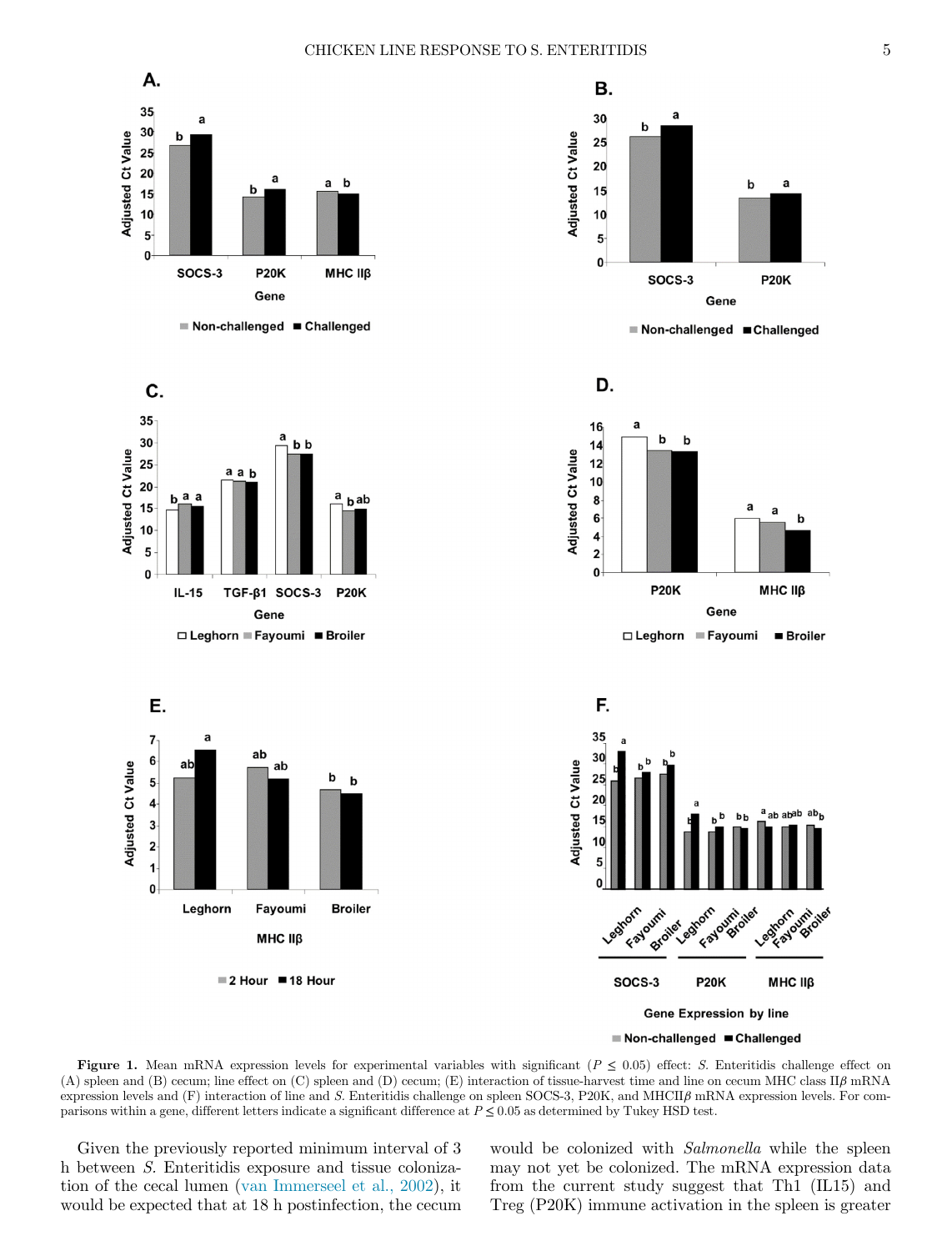**Figure 1.** Mean mRNA expression levels for experimental variables with significant ($P \leq 0.05$) effect: *S.* Enteritidis challenge effect on (A) spleen and (B) cecum; line effect on (C) spleen and (D) cecum; (E) interaction of tissue-harvest time and line on cecum MHC class II$\beta$ mRNA expression levels and (F) interaction of line and *S.* Enteritidis challenge on spleen SOCS-3, P20K, and MHCII$\beta$ mRNA expression levels. For comparisons within a gene, different letters indicate a significant difference at $P \leq 0.05$ as determined by Tukey HSD test.

Given the previously reported minimum interval of 3 h between *S.* Enteritidis exposure and tissue colonization of the cecal lumen (van Immerseel et al., 2002), it would be expected that at 18 h postinfection, the cecum would be colonized with *Salmonella* while the spleen may not yet be colonized. The mRNA expression data from the current study suggest that Th1 (IL15) and Treg (P20K) immune activation in the spleen is greater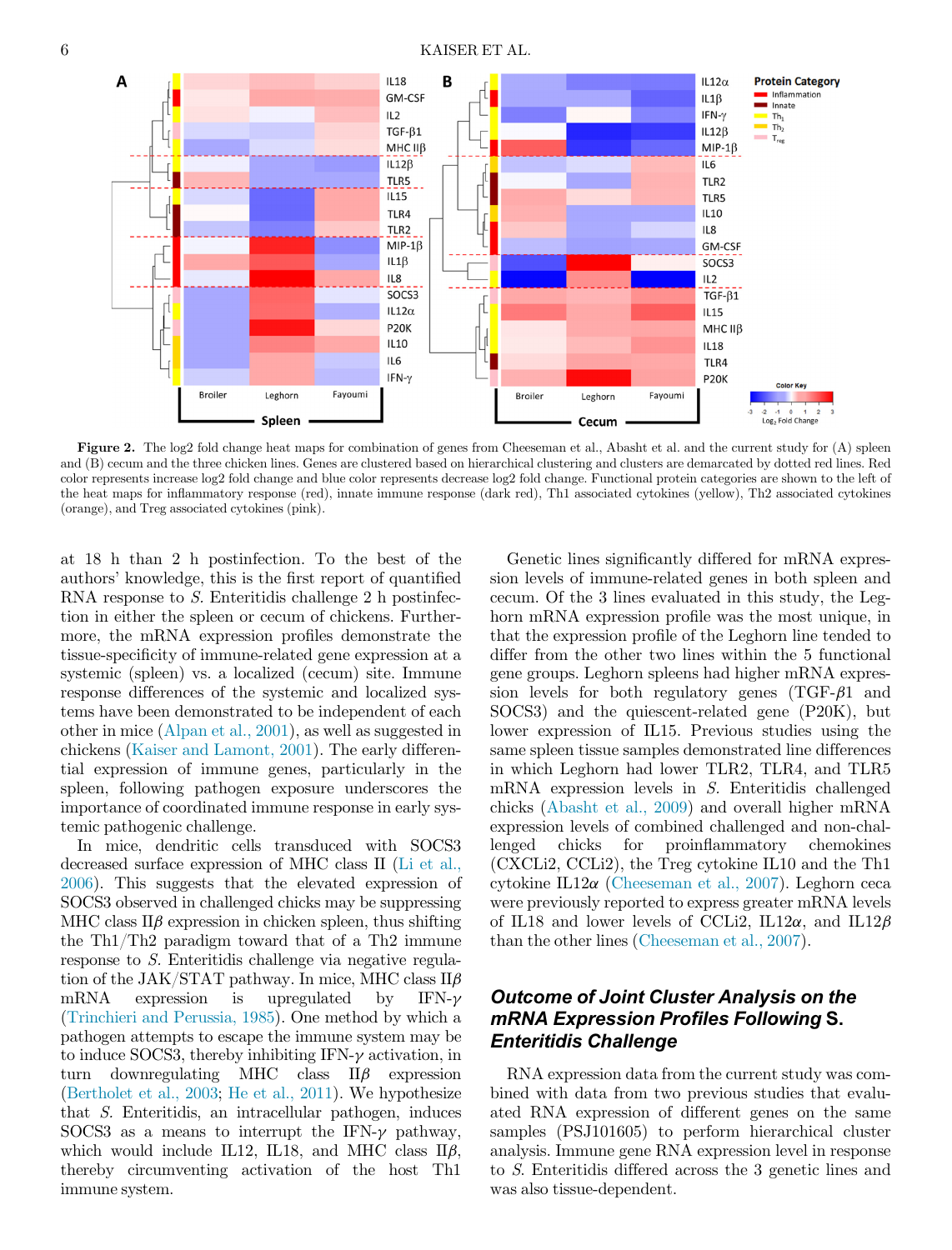**Figure 2.** The log2 fold change heat maps for combination of genes from Cheeseman et al., Abasht et al. and the current study for (A) spleen and (B) cecum and the three chicken lines. Genes are clustered based on hierarchical clustering and clusters are demarcated by dotted red lines. Red color represents increase log2 fold change and blue color represents decrease log2 fold change. Functional protein categories are shown to the left of the heat maps for inflammatory response (red), innate immune response (dark red), Th1 associated cytokines (yellow), Th2 associated cytokines (orange), and Treg associated cytokines (pink).

at 18 h than 2 h postinfection. To the best of the authors' knowledge, this is the first report of quantified RNA response to *S.* Enteritidis challenge 2 h postinfection in either the spleen or cecum of chickens. Furthermore, the mRNA expression profiles demonstrate the tissue-specificity of immune-related gene expression at a systemic (spleen) vs. a localized (cecum) site. Immune response differences of the systemic and localized systems have been demonstrated to be independent of each other in mice (Alpan et al., 2001), as well as suggested in chickens (Kaiser and Lamont, 2001). The early differential expression of immune genes, particularly in the spleen, following pathogen exposure underscores the importance of coordinated immune response in early systemic pathogenic challenge.

In mice, dendritic cells transduced with SOCS3 decreased surface expression of MHC class II (Li et al., 2006). This suggests that the elevated expression of SOCS3 observed in challenged chicks may be suppressing MHC class IIβ expression in chicken spleen, thus shifting the Th1/Th2 paradigm toward that of a Th2 immune response to *S.* Enteritidis challenge via negative regulation of the JAK/STAT pathway. In mice, MHC class IIβ mRNA expression is upregulated by IFN-γ (Trinchieri and Perussia, 1985). One method by which a pathogen attempts to escape the immune system may be to induce SOCS3, thereby inhibiting IFN-γ activation, in turn downregulating MHC class IIβ expression (Bertholet et al., 2003; He et al., 2011). We hypothesize that *S.* Enteritidis, an intracellular pathogen, induces SOCS3 as a means to interrupt the IFN-γ pathway, which would include IL12, IL18, and MHC class IIβ, thereby circumventing activation of the host Th1 immune system.

Genetic lines significantly differed for mRNA expression levels of immune-related genes in both spleen and cecum. Of the 3 lines evaluated in this study, the Leghorn mRNA expression profile was the most unique, in that the expression profile of the Leghorn line tended to differ from the other two lines within the 5 functional gene groups. Leghorn spleens had higher mRNA expression levels for both regulatory genes (TGF-β1 and SOCS3) and the quiescent-related gene (P20K), but lower expression of IL15. Previous studies using the same spleen tissue samples demonstrated line differences in which Leghorn had lower TLR2, TLR4, and TLR5 mRNA expression levels in *S.* Enteritidis challenged chicks (Abasht et al., 2009) and overall higher mRNA expression levels of combined challenged and non-challenged chicks for proinflammatory chemokines (CXCLi2, CCLi2), the Treg cytokine IL10 and the Th1 cytokine IL12α (Cheeseman et al., 2007). Leghorn ceca were previously reported to express greater mRNA levels of IL18 and lower levels of CCLi2, IL12α, and IL12β than the other lines (Cheeseman et al., 2007).

## *Outcome of Joint Cluster Analysis on the mRNA Expression Profiles Following* S. *Enteritidis Challenge*

RNA expression data from the current study was combined with data from two previous studies that evaluated RNA expression of different genes on the same samples (PSJ101605) to perform hierarchical cluster analysis. Immune gene RNA expression level in response to *S.* Enteritidis differed across the 3 genetic lines and was also tissue-dependent.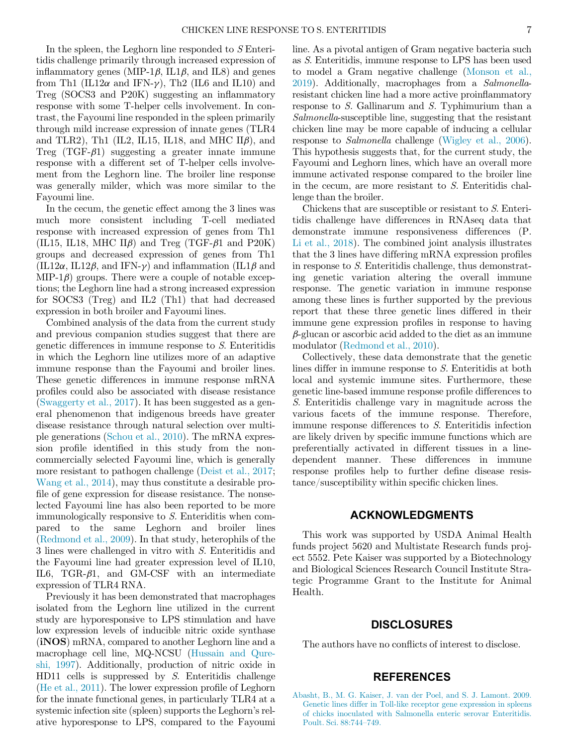In the spleen, the Leghorn line responded to *S* Enteritidis challenge primarily through increased expression of inflammatory genes (MIP-1$\beta$, IL1$\beta$, and IL8) and genes from Th1 (IL12$\alpha$ and IFN-$\gamma$), Th2 (IL6 and IL10) and Treg (SOCS3 and P20K) suggesting an inflammatory response with some T-helper cells involvement. In contrast, the Fayoumi line responded in the spleen primarily through mild increase expression of innate genes (TLR4 and TLR2), Th1 (IL2, IL15, IL18, and MHC II$\beta$), and Treg (TGF-$\beta$1) suggesting a greater innate immune response with a different set of T-helper cells involvement from the Leghorn line. The broiler line response was generally milder, which was more similar to the Fayoumi line.

In the cecum, the genetic effect among the 3 lines was much more consistent including T-cell mediated response with increased expression of genes from Th1 (IL15, IL18, MHC II$\beta$) and Treg (TGF-$\beta$1 and P20K) groups and decreased expression of genes from Th1 (IL12$\alpha$, IL12$\beta$, and IFN-$\gamma$) and inflammation (IL1$\beta$ and MIP-1$\beta$) groups. There were a couple of notable exceptions; the Leghorn line had a strong increased expression for SOCS3 (Treg) and IL2 (Th1) that had decreased expression in both broiler and Fayoumi lines.

Combined analysis of the data from the current study and previous companion studies suggest that there are genetic differences in immune response to *S.* Enteritidis in which the Leghorn line utilizes more of an adaptive immune response than the Fayoumi and broiler lines. These genetic differences in immune response mRNA profiles could also be associated with disease resistance (Swaggerty et al., 2017). It has been suggested as a general phenomenon that indigenous breeds have greater disease resistance through natural selection over multiple generations (Schou et al., 2010). The mRNA expression profile identified in this study from the noncommercially selected Fayoumi line, which is generally more resistant to pathogen challenge (Deist et al., 2017; Wang et al., 2014), may thus constitute a desirable profile of gene expression for disease resistance. The nonselected Fayoumi line has also been reported to be more immunologically responsive to *S.* Enteriditis when compared to the same Leghorn and broiler lines (Redmond et al., 2009). In that study, heterophils of the 3 lines were challenged in vitro with *S.* Enteritidis and the Fayoumi line had greater expression level of IL10, IL6, TGR-$\beta$1, and GM-CSF with an intermediate expression of TLR4 RNA.

Previously it has been demonstrated that macrophages isolated from the Leghorn line utilized in the current study are hyporesponsive to LPS stimulation and have low expression levels of inducible nitric oxide synthase (**iNOS**) mRNA, compared to another Leghorn line and a macrophage cell line, MQ-NCSU (Hussain and Qureshi, 1997). Additionally, production of nitric oxide in HD11 cells is suppressed by *S.* Enteritidis challenge (He et al., 2011). The lower expression profile of Leghorn for the innate functional genes, in particularly TLR4 at a systemic infection site (spleen) supports the Leghorn's relative hyporesponse to LPS, compared to the Fayoumi line. As a pivotal antigen of Gram negative bacteria such as *S.* Enteritidis, immune response to LPS has been used to model a Gram negative challenge (Monson et al., 2019). Additionally, macrophages from a *Salmonella*-resistant chicken line had a more active proinflammatory response to *S.* Gallinarum and *S.* Typhimurium than a *Salmonella*-susceptible line, suggesting that the resistant chicken line may be more capable of inducing a cellular response to *Salmonella* challenge (Wigley et al., 2006). This hypothesis suggests that, for the current study, the Fayoumi and Leghorn lines, which have an overall more immune activated response compared to the broiler line in the cecum, are more resistant to *S.* Enteritidis challenge than the broiler.

Chickens that are susceptible or resistant to *S.* Enteritidis challenge have differences in RNAseq data that demonstrate immune responsiveness differences (P. Li et al., 2018). The combined joint analysis illustrates that the 3 lines have differing mRNA expression profiles in response to *S.* Enteritidis challenge, thus demonstrating genetic variation altering the overall immune response. The genetic variation in immune response among these lines is further supported by the previous report that these three genetic lines differed in their immune gene expression profiles in response to having $\beta$-glucan or ascorbic acid added to the diet as an immune modulator (Redmond et al., 2010).

Collectively, these data demonstrate that the genetic lines differ in immune response to *S.* Enteritidis at both local and systemic immune sites. Furthermore, these genetic line-based immune response profile differences to *S.* Enteritidis challenge vary in magnitude across the various facets of the immune response. Therefore, immune response differences to *S.* Enteritidis infection are likely driven by specific immune functions which are preferentially activated in different tissues in a line-dependent manner. These differences in immune response profiles help to further define disease resistance/susceptibility within specific chicken lines.

## ACKNOWLEDGMENTS

This work was supported by USDA Animal Health funds project 5620 and Multistate Research funds project 5552. Pete Kaiser was supported by a Biotechnology and Biological Sciences Research Council Institute Strategic Programme Grant to the Institute for Animal Health.

## DISCLOSURES

The authors have no conflicts of interest to disclose.

## REFERENCES

Abasht, B., M. G. Kaiser, J. van der Poel, and S. J. Lamont. 2009. Genetic lines differ in Toll-like receptor gene expression in spleens of chicks inoculated with Salmonella enteric serovar Enteritidis. Poult. Sci. 88:744–749.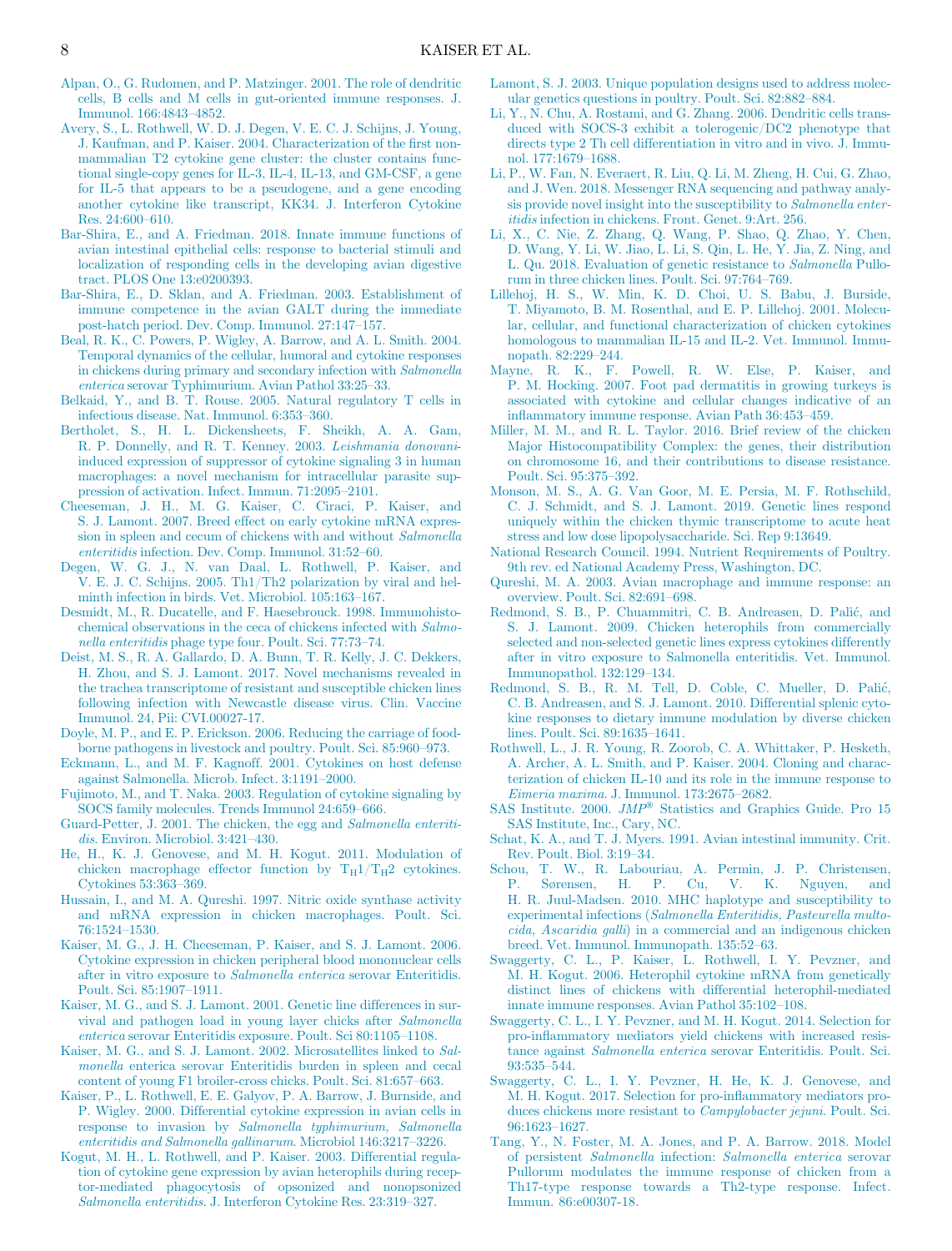Alpan, O., G. Rudomen, and P. Matzinger. 2001. The role of dendritic cells, B cells and M cells in gut-oriented immune responses. J. Immunol. 166:4843–4852.

Avery, S., L. Rothwell, W. D. J. Degen, V. E. C. J. Schijns, J. Young, J. Kaufman, and P. Kaiser. 2004. Characterization of the first non-mammalian T2 cytokine gene cluster: the cluster contains functional single-copy genes for IL-3, IL-4, IL-13, and GM-CSF, a gene for IL-5 that appears to be a pseudogene, and a gene encoding another cytokine like transcript, KK34. J. Interferon Cytokine Res. 24:600–610.

Bar-Shira, E., and A. Friedman. 2018. Innate immune functions of avian intestinal epithelial cells: response to bacterial stimuli and localization of responding cells in the developing avian digestive tract. PLOS One 13:e0200393.

Bar-Shira, E., D. Sklan, and A. Friedman. 2003. Establishment of immune competence in the avian GALT during the immediate post-hatch period. Dev. Comp. Immunol. 27:147–157.

Beal, R. K., C. Powers, P. Wigley, A. Barrow, and A. L. Smith. 2004. Temporal dynamics of the cellular, humoral and cytokine responses in chickens during primary and secondary infection with *Salmonella enterica* serovar Typhimurium. Avian Pathol 33:25–33.

Belkaid, Y., and B. T. Rouse. 2005. Natural regulatory T cells in infectious disease. Nat. Immunol. 6:353–360.

Bertholet, S., H. L. Dickensheets, F. Sheikh, A. A. Gam, R. P. Donnelly, and R. T. Kenney. 2003. *Leishmania donovani*-induced expression of suppressor of cytokine signaling 3 in human macrophages: a novel mechanism for intracellular parasite suppression of activation. Infect. Immun. 71:2095–2101.

Cheeseman, J. H., M. G. Kaiser, C. Ciraci, P. Kaiser, and S. J. Lamont. 2007. Breed effect on early cytokine mRNA expression in spleen and cecum of chickens with and without *Salmonella enteritidis* infection. Dev. Comp. Immunol. 31:52–60.

Degen, W. G. J., N. van Daal, L. Rothwell, P. Kaiser, and V. E. J. C. Schijns. 2005. Th1/Th2 polarization by viral and helminth infection in birds. Vet. Microbiol. 105:163–167.

Desmidt, M., R. Ducatelle, and F. Haesebrouck. 1998. Immunohistochemical observations in the ceca of chickens infected with *Salmonella enteritidis* phage type four. Poult. Sci. 77:73–74.

Deist, M. S., R. A. Gallardo, D. A. Bunn, T. R. Kelly, J. C. Dekkers, H. Zhou, and S. J. Lamont. 2017. Novel mechanisms revealed in the trachea transcriptome of resistant and susceptible chicken lines following infection with Newcastle disease virus. Clin. Vaccine Immunol. 24, Pii: CVI.00027-17.

Doyle, M. P., and E. P. Erickson. 2006. Reducing the carriage of foodborne pathogens in livestock and poultry. Poult. Sci. 85:960–973.

Eckmann, L., and M. F. Kagnoff. 2001. Cytokines on host defense against Salmonella. Microb. Infect. 3:1191–2000.

Fujimoto, M., and T. Naka. 2003. Regulation of cytokine signaling by SOCS family molecules. Trends Immunol 24:659–666.

Guard-Petter, J. 2001. The chicken, the egg and *Salmonella enteritidis*. Environ. Microbiol. 3:421–430.

He, H., K. J. Genovese, and M. H. Kogut. 2011. Modulation of chicken macrophage effector function by $T_H1/T_H2$ cytokines. Cytokines 53:363–369.

Hussain, I., and M. A. Qureshi. 1997. Nitric oxide synthase activity and mRNA expression in chicken macrophages. Poult. Sci. 76:1524–1530.

Kaiser, M. G., J. H. Cheeseman, P. Kaiser, and S. J. Lamont. 2006. Cytokine expression in chicken peripheral blood mononuclear cells after in vitro exposure to *Salmonella enterica* serovar Enteritidis. Poult. Sci. 85:1907–1911.

Kaiser, M. G., and S. J. Lamont. 2001. Genetic line differences in survival and pathogen load in young layer chicks after *Salmonella enterica* serovar Enteritidis exposure. Poult. Sci 80:1105–1108.

Kaiser, M. G., and S. J. Lamont. 2002. Microsatellites linked to *Salmonella* enterica serovar Enteritidis burden in spleen and cecal content of young F1 broiler-cross chicks. Poult. Sci. 81:657–663.

Kaiser, P., L. Rothwell, E. E. Galyov, P. A. Barrow, J. Burnside, and P. Wigley. 2000. Differential cytokine expression in avian cells in response to invasion by *Salmonella typhimurium, Salmonella enteritidis and Salmonella gallinarum*. Microbiol 146:3217–3226.

Kogut, M. H., L. Rothwell, and P. Kaiser. 2003. Differential regulation of cytokine gene expression by avian heterophils during receptor-mediated phagocytosis of opsonized and nonopsonized *Salmonella enteritidis*. J. Interferon Cytokine Res. 23:319–327.

Lamont, S. J. 2003. Unique population designs used to address molecular genetics questions in poultry. Poult. Sci. 82:882–884.

Li, Y., N. Chu, A. Rostami, and G. Zhang. 2006. Dendritic cells transduced with SOCS-3 exhibit a tolerogenic/DC2 phenotype that directs type 2 Th cell differentiation in vitro and in vivo. J. Immunol. 177:1679–1688.

Li, P., W. Fan, N. Everaert, R. Liu, Q. Li, M. Zheng, H. Cui, G. Zhao, and J. Wen. 2018. Messenger RNA sequencing and pathway analysis provide novel insight into the susceptibility to *Salmonella enteritidis* infection in chickens. Front. Genet. 9:Art. 256.

Li, X., C. Nie, Z. Zhang, Q. Wang, P. Shao, Q. Zhao, Y. Chen, D. Wang, Y. Li, W. Jiao, L. Li, S. Qin, L. He, Y. Jia, Z. Ning, and L. Qu. 2018. Evaluation of genetic resistance to *Salmonella* Pullorum in three chicken lines. Poult. Sci. 97:764–769.

Lillehoj, H. S., W. Min, K. D. Choi, U. S. Babu, J. Burside, T. Miyamoto, B. M. Rosenthal, and E. P. Lillehoj. 2001. Molecular, cellular, and functional characterization of chicken cytokines homologous to mammalian IL-15 and IL-2. Vet. Immunol. Immunopath. 82:229–244.

Mayne, R. K., F. Powell, R. W. Else, P. Kaiser, and P. M. Hocking. 2007. Foot pad dermatitis in growing turkeys is associated with cytokine and cellular changes indicative of an inflammatory immune response. Avian Path 36:453–459.

Miller, M. M., and R. L. Taylor. 2016. Brief review of the chicken Major Histocompatibility Complex: the genes, their distribution on chromosome 16, and their contributions to disease resistance. Poult. Sci. 95:375–392.

Monson, M. S., A. G. Van Goor, M. E. Persia, M. F. Rothschild, C. J. Schmidt, and S. J. Lamont. 2019. Genetic lines respond uniquely within the chicken thymic transcriptome to acute heat stress and low dose lipopolysaccharide. Sci. Rep 9:13649.

National Research Council. 1994. Nutrient Requirements of Poultry. 9th rev. ed National Academy Press, Washington, DC.

Qureshi, M. A. 2003. Avian macrophage and immune response: an overview. Poult. Sci. 82:691–698.

Redmond, S. B., P. Chuammitri, C. B. Andreasen, D. Palić, and S. J. Lamont. 2009. Chicken heterophils from commercially selected and non-selected genetic lines express cytokines differently after in vitro exposure to Salmonella enteritidis. Vet. Immunol. Immunopathol. 132:129–134.

Redmond, S. B., R. M. Tell, D. Coble, C. Mueller, D. Palić, C. B. Andreasen, and S. J. Lamont. 2010. Differential splenic cytokine responses to dietary immune modulation by diverse chicken lines. Poult. Sci. 89:1635–1641.

Rothwell, L., J. R. Young, R. Zoorob, C. A. Whittaker, P. Hesketh, A. Archer, A. L. Smith, and P. Kaiser. 2004. Cloning and characterization of chicken IL-10 and its role in the immune response to *Eimeria maxima*. J. Immunol. 173:2675–2682.

SAS Institute. 2000. *JMP®* Statistics and Graphics Guide. Pro 15 SAS Institute, Inc., Cary, NC.

Schat, K. A., and T. J. Myers. 1991. Avian intestinal immunity. Crit. Rev. Poult. Biol. 3:19–34.

Schou, T. W., R. Labouriau, A. Permin, J. P. Christensen, P. Sørensen, H. P. Cu, V. K. Nguyen, and H. R. Juul-Madsen. 2010. MHC haplotype and susceptibility to experimental infections (*Salmonella Enteritidis, Pasteurella multocida, Ascaridia galli*) in a commercial and an indigenous chicken breed. Vet. Immunol. Immunopath. 135:52–63.

Swaggerty, C. L., P. Kaiser, L. Rothwell, I. Y. Pevzner, and M. H. Kogut. 2006. Heterophil cytokine mRNA from genetically distinct lines of chickens with differential heterophil-mediated innate immune responses. Avian Pathol 35:102–108.

Swaggerty, C. L., I. Y. Pevzner, and M. H. Kogut. 2014. Selection for pro-inflammatory mediators yield chickens with increased resistance against *Salmonella enterica* serovar Enteritidis. Poult. Sci. 93:535–544.

Swaggerty, C. L., I. Y. Pevzner, H. He, K. J. Genovese, and M. H. Kogut. 2017. Selection for pro-inflammatory mediators produces chickens more resistant to *Campylobacter jejuni*. Poult. Sci. 96:1623–1627.

Tang, Y., N. Foster, M. A. Jones, and P. A. Barrow. 2018. Model of persistent *Salmonella* infection: *Salmonella enterica* serovar Pullorum modulates the immune response of chicken from a Th17-type response towards a Th2-type response. Infect. Immun. 86:e00307-18.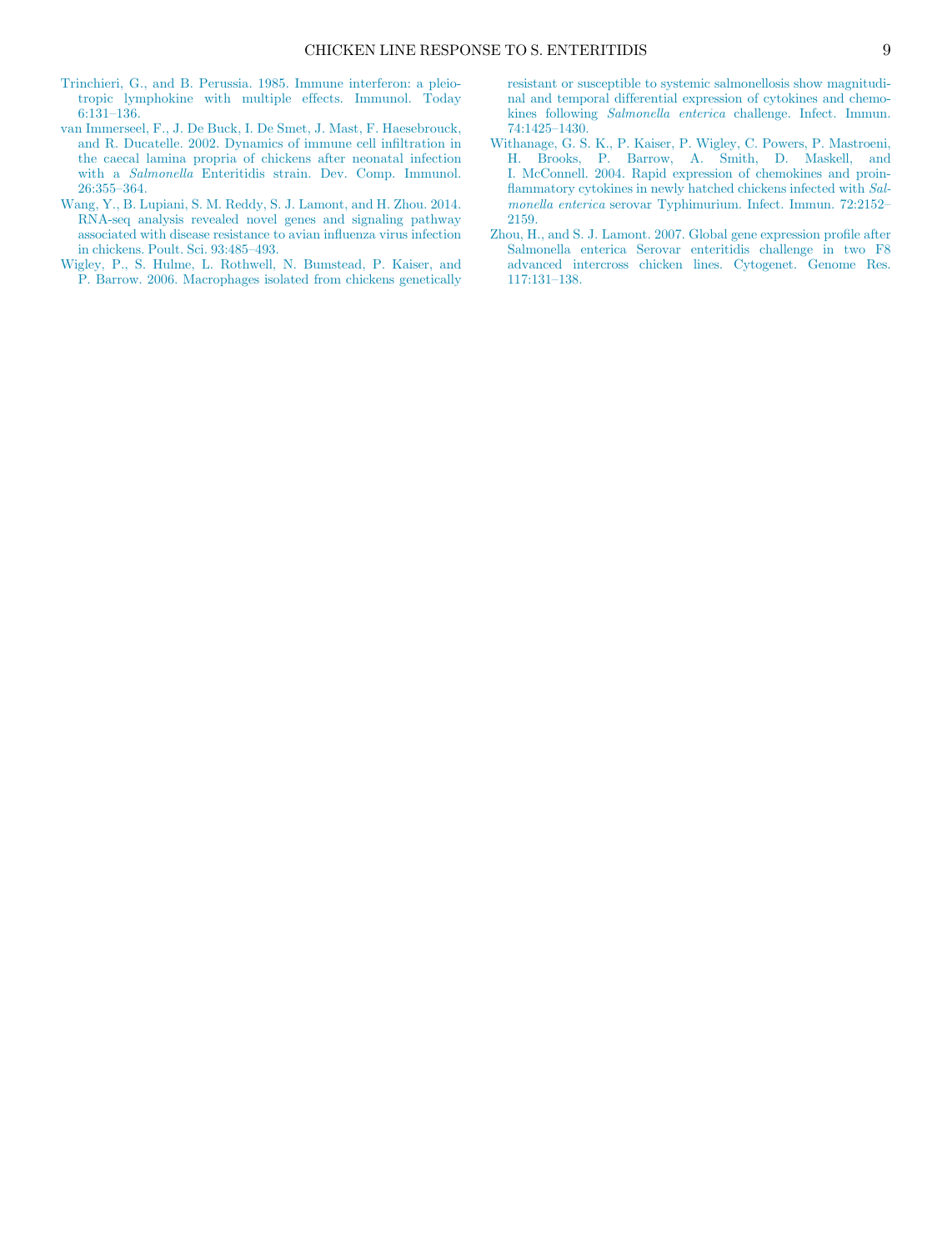Trinchieri, G., and B. Perussia. 1985. Immune interferon: a pleiotropic lymphokine with multiple effects. Immunol. Today 6:131–136.

van Immerseel, F., J. De Buck, I. De Smet, J. Mast, F. Haesebrouck, and R. Ducatelle. 2002. Dynamics of immune cell infiltration in the caecal lamina propria of chickens after neonatal infection with a *Salmonella* Enteritidis strain. Dev. Comp. Immunol. 26:355–364.

Wang, Y., B. Lupiani, S. M. Reddy, S. J. Lamont, and H. Zhou. 2014. RNA-seq analysis revealed novel genes and signaling pathway associated with disease resistance to avian influenza virus infection in chickens. Poult. Sci. 93:485–493.

Wigley, P., S. Hulme, L. Rothwell, N. Bumstead, P. Kaiser, and P. Barrow. 2006. Macrophages isolated from chickens genetically resistant or susceptible to systemic salmonellosis show magnitudinal and temporal differential expression of cytokines and chemokines following *Salmonella enterica* challenge. Infect. Immun. 74:1425–1430.

Withanage, G. S. K., P. Kaiser, P. Wigley, C. Powers, P. Mastroeni, H. Brooks, P. Barrow, A. Smith, D. Maskell, and I. McConnell. 2004. Rapid expression of chemokines and proinflammatory cytokines in newly hatched chickens infected with *Salmonella enterica* serovar Typhimurium. Infect. Immun. 72:2152–2159.

Zhou, H., and S. J. Lamont. 2007. Global gene expression profile after Salmonella enterica Serovar enteritidis challenge in two F8 advanced intercross chicken lines. Cytogenet. Genome Res. 117:131–138.